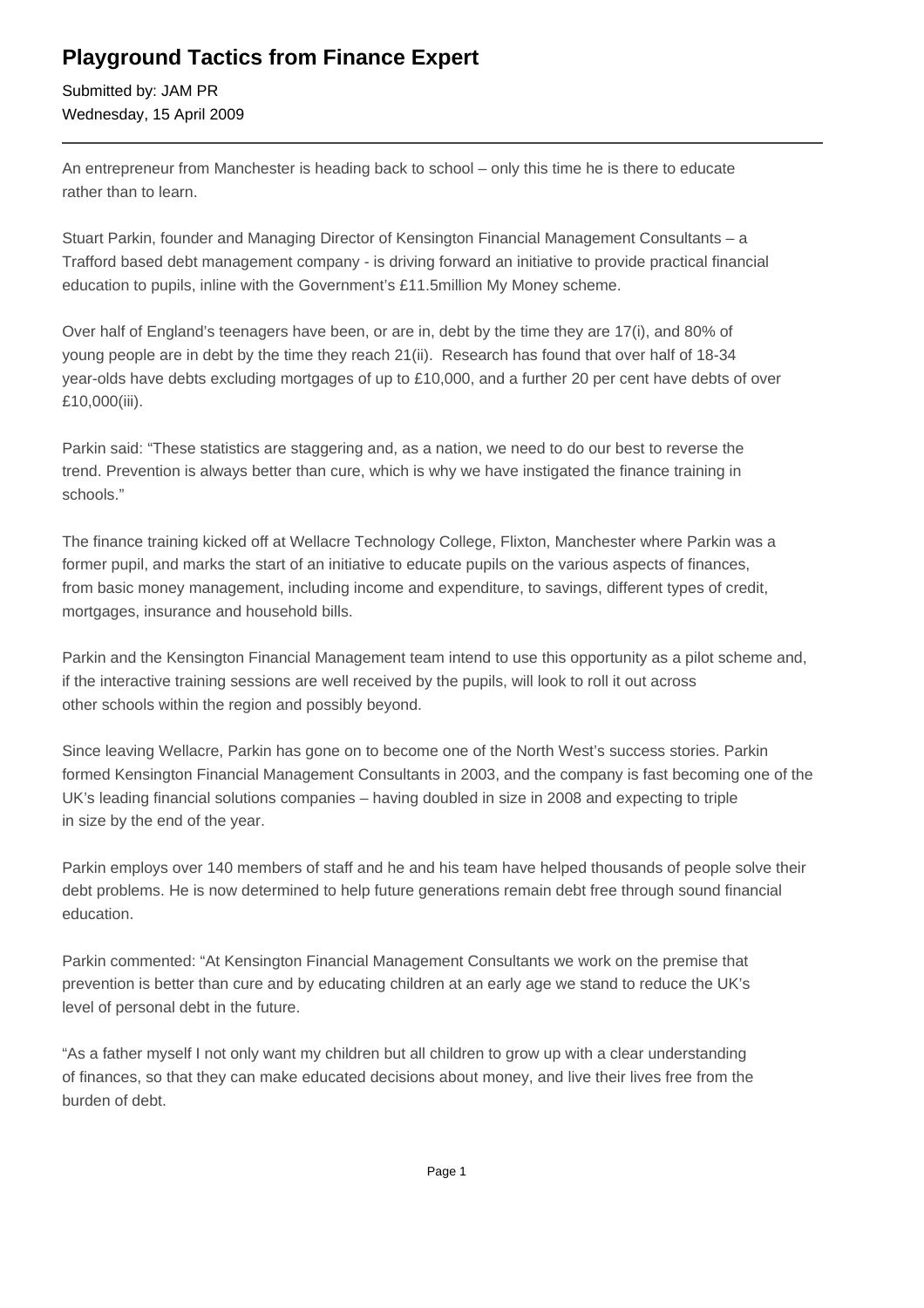# Playground Tactics from Finance Expert

Submitted by: JAM PR
Wednesday, 15 April 2009

---

An entrepreneur from Manchester is heading back to school – only this time he is there to educate rather than to learn.

Stuart Parkin, founder and Managing Director of Kensington Financial Management Consultants – a Trafford based debt management company - is driving forward an initiative to provide practical financial education to pupils, inline with the Government's £11.5million My Money scheme.

Over half of England's teenagers have been, or are in, debt by the time they are 17(i), and 80% of young people are in debt by the time they reach 21(ii). Research has found that over half of 18-34 year-olds have debts excluding mortgages of up to £10,000, and a further 20 per cent have debts of over £10,000(iii).

Parkin said: "These statistics are staggering and, as a nation, we need to do our best to reverse the trend. Prevention is always better than cure, which is why we have instigated the finance training in schools."

The finance training kicked off at Wellacre Technology College, Flixton, Manchester where Parkin was a former pupil, and marks the start of an initiative to educate pupils on the various aspects of finances, from basic money management, including income and expenditure, to savings, different types of credit, mortgages, insurance and household bills.

Parkin and the Kensington Financial Management team intend to use this opportunity as a pilot scheme and, if the interactive training sessions are well received by the pupils, will look to roll it out across other schools within the region and possibly beyond.

Since leaving Wellacre, Parkin has gone on to become one of the North West's success stories. Parkin formed Kensington Financial Management Consultants in 2003, and the company is fast becoming one of the UK's leading financial solutions companies – having doubled in size in 2008 and expecting to triple in size by the end of the year.

Parkin employs over 140 members of staff and he and his team have helped thousands of people solve their debt problems. He is now determined to help future generations remain debt free through sound financial education.

Parkin commented: "At Kensington Financial Management Consultants we work on the premise that prevention is better than cure and by educating children at an early age we stand to reduce the UK's level of personal debt in the future.

"As a father myself I not only want my children but all children to grow up with a clear understanding of finances, so that they can make educated decisions about money, and live their lives free from the burden of debt.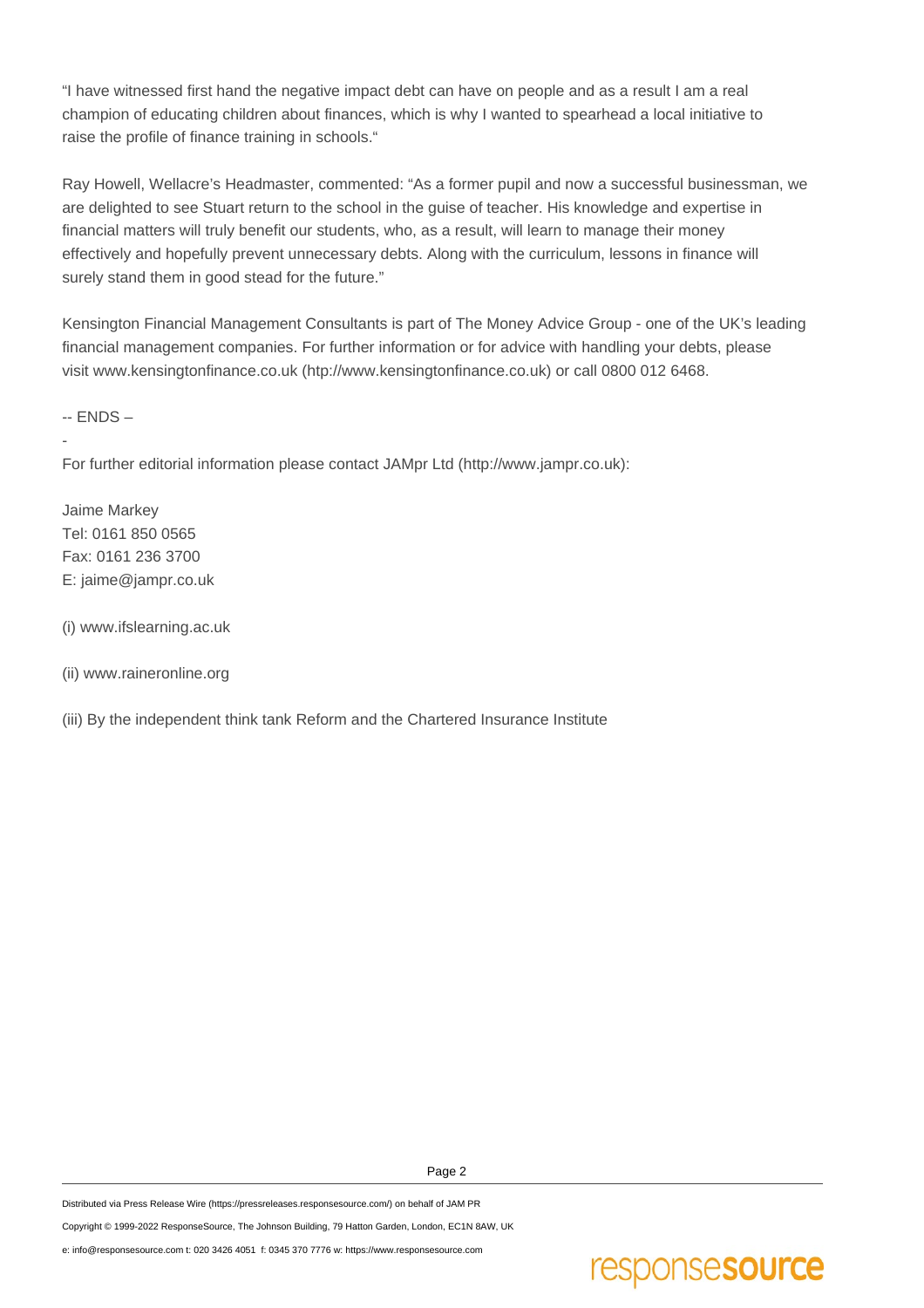"I have witnessed first hand the negative impact debt can have on people and as a result I am a real champion of educating children about finances, which is why I wanted to spearhead a local initiative to raise the profile of finance training in schools."

Ray Howell, Wellacre's Headmaster, commented: "As a former pupil and now a successful businessman, we are delighted to see Stuart return to the school in the guise of teacher. His knowledge and expertise in financial matters will truly benefit our students, who, as a result, will learn to manage their money effectively and hopefully prevent unnecessary debts. Along with the curriculum, lessons in finance will surely stand them in good stead for the future."

Kensington Financial Management Consultants is part of The Money Advice Group - one of the UK's leading financial management companies. For further information or for advice with handling your debts, please visit www.kensingtonfinance.co.uk (http://www.kensingtonfinance.co.uk) or call 0800 012 6468.

-- ENDS –

-

For further editorial information please contact JAMpr Ltd (http://www.jampr.co.uk):

Jaime Markey
Tel: 0161 850 0565
Fax: 0161 236 3700
E: jaime@jampr.co.uk

(i) www.ifslearning.ac.uk

(ii) www.raineronline.org

(iii) By the independent think tank Reform and the Chartered Insurance Institute

Distributed via Press Release Wire (https://pressreleases.responsesource.com/) on behalf of JAM PR

Copyright © 1999-2022 ResponseSource, The Johnson Building, 79 Hatton Garden, London, EC1N 8AW, UK

e: info@responsesource.com t: 020 3426 4051 f: 0345 370 7776 w: https://www.responsesource.com

responsesource